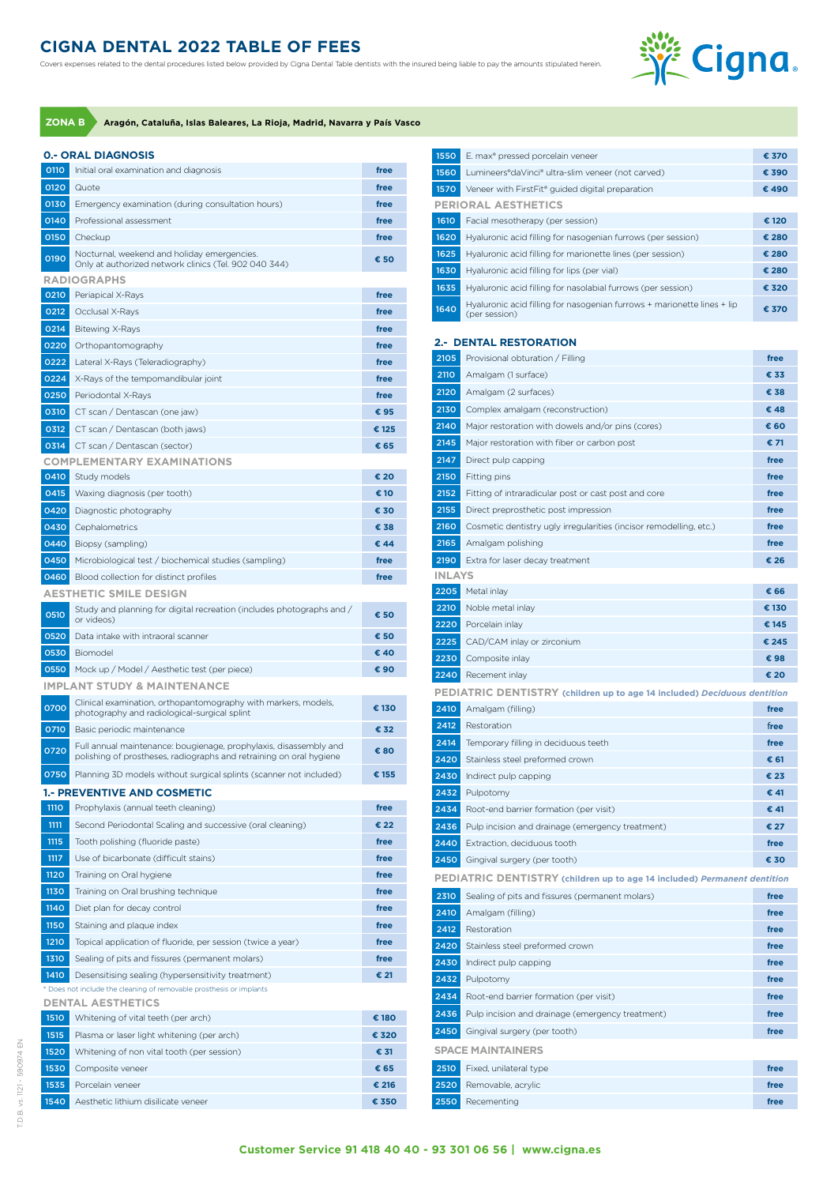# CIGNA DENTAL 2022 TABLE OF FEES

Covers expenses related to the dental procedures listed below provided by Cigna Dental Table dentists with the insured being liable to pay the amounts stipulated herein.

**ZONA B** Aragón, Cataluña, Islas Baleares, La Rioja, Madrid, Navarra y País Vasco

## 0.- ORAL DIAGNOSIS

| Code | Procedure | Fee |
|---|---|---|
| 0110 | Initial oral examination and diagnosis | free |
| 0120 | Quote | free |
| 0130 | Emergency examination (during consultation hours) | free |
| 0140 | Professional assessment | free |
| 0150 | Checkup | free |
| 0190 | Nocturnal, weekend and holiday emergencies. Only at authorized network clinics (Tel. 902 040 344) | € 50 |

### RADIOGRAPHS

| Code | Procedure | Fee |
|---|---|---|
| 0210 | Periapical X-Rays | free |
| 0212 | Occlusal X-Rays | free |
| 0214 | Bitewing X-Rays | free |
| 0220 | Orthopantomography | free |
| 0222 | Lateral X-Rays (Teleradiography) | free |
| 0224 | X-Rays of the tempomandibular joint | free |
| 0250 | Periodontal X-Rays | free |
| 0310 | CT scan / Dentascan (one jaw) | € 95 |
| 0312 | CT scan / Dentascan (both jaws) | € 125 |
| 0314 | CT scan / Dentascan (sector) | € 65 |

### COMPLEMENTARY EXAMINATIONS

| Code | Procedure | Fee |
|---|---|---|
| 0410 | Study models | € 20 |
| 0415 | Waxing diagnosis (per tooth) | € 10 |
| 0420 | Diagnostic photography | € 30 |
| 0430 | Cephalometrics | € 38 |
| 0440 | Biopsy (sampling) | € 44 |
| 0450 | Microbiological test / biochemical studies (sampling) | free |
| 0460 | Blood collection for distinct profiles | free |

### AESTHETIC SMILE DESIGN

| Code | Procedure | Fee |
|---|---|---|
| 0510 | Study and planning for digital recreation (includes photographs and / or videos) | € 50 |
| 0520 | Data intake with intraoral scanner | € 50 |
| 0530 | Biomodel | € 40 |
| 0550 | Mock up / Model / Aesthetic test (per piece) | € 90 |

### IMPLANT STUDY & MAINTENANCE

| Code | Procedure | Fee |
|---|---|---|
| 0700 | Clinical examination, orthopantomography with markers, models, photography and radiological-surgical splint | € 130 |
| 0710 | Basic periodic maintenance | € 32 |
| 0720 | Full annual maintenance: bougienage, prophylaxis, disassembly and polishing of prostheses, radiographs and retraining on oral hygiene | € 80 |
| 0750 | Planning 3D models without surgical splints (scanner not included) | € 155 |

## 1.- PREVENTIVE AND COSMETIC

| Code | Procedure | Fee |
|---|---|---|
| 1110 | Prophylaxis (annual teeth cleaning) | free |
| 1111 | Second Periodontal Scaling and successive (oral cleaning) | € 22 |
| 1115 | Tooth polishing (fluoride paste) | free |
| 1117 | Use of bicarbonate (difficult stains) | free |
| 1120 | Training on Oral hygiene | free |
| 1130 | Training on Oral brushing technique | free |
| 1140 | Diet plan for decay control | free |
| 1150 | Staining and plaque index | free |
| 1210 | Topical application of fluoride, per session (twice a year) | free |
| 1310 | Sealing of pits and fissures (permanent molars) | free |
| 1410 | Desensitising sealing (hypersensitivity treatment) | € 21 |

* Does not include the cleaning of removable prosthesis or implants

### DENTAL AESTHETICS

| Code | Procedure | Fee |
|---|---|---|
| 1510 | Whitening of vital teeth (per arch) | € 180 |
| 1515 | Plasma or laser light whitening (per arch) | € 320 |
| 1520 | Whitening of non vital tooth (per session) | € 31 |
| 1530 | Composite veneer | € 65 |
| 1535 | Porcelain veneer | € 216 |
| 1540 | Aesthetic lithium disilicate veneer | € 350 |
| 1550 | E. max® pressed porcelain veneer | € 370 |
| 1560 | Lumineers®daVinci® ultra-slim veneer (not carved) | € 390 |
| 1570 | Veneer with FirstFit® guided digital preparation | € 490 |

### PERIORAL AESTHETICS

| Code | Procedure | Fee |
|---|---|---|
| 1610 | Facial mesotherapy (per session) | € 120 |
| 1620 | Hyaluronic acid filling for nasogenian furrows (per session) | € 280 |
| 1625 | Hyaluronic acid filling for marionette lines (per session) | € 280 |
| 1630 | Hyaluronic acid filling for lips (per vial) | € 280 |
| 1635 | Hyaluronic acid filling for nasolabial furrows (per session) | € 320 |
| 1640 | Hyaluronic acid filling for nasogenian furrows + marionette lines + lip (per session) | € 370 |

## 2.- DENTAL RESTORATION

| Code | Procedure | Fee |
|---|---|---|
| 2105 | Provisional obturation / Filling | free |
| 2110 | Amalgam (1 surface) | € 33 |
| 2120 | Amalgam (2 surfaces) | € 38 |
| 2130 | Complex amalgam (reconstruction) | € 48 |
| 2140 | Major restoration with dowels and/or pins (cores) | € 60 |
| 2145 | Major restoration with fiber or carbon post | € 71 |
| 2147 | Direct pulp capping | free |
| 2150 | Fitting pins | free |
| 2152 | Fitting of intraradicular post or cast post and core | free |
| 2155 | Direct preprosthetic post impression | free |
| 2160 | Cosmetic dentistry ugly irregularities (incisor remodelling, etc.) | free |
| 2165 | Amalgam polishing | free |
| 2190 | Extra for laser decay treatment | € 26 |

### INLAYS

| Code | Procedure | Fee |
|---|---|---|
| 2205 | Metal inlay | € 66 |
| 2210 | Noble metal inlay | € 130 |
| 2220 | Porcelain inlay | € 145 |
| 2225 | CAD/CAM inlay or zirconium | € 245 |
| 2230 | Composite inlay | € 98 |
| 2240 | Recement inlay | € 20 |

### PEDIATRIC DENTISTRY (children up to age 14 included) *Deciduous dentition*

| Code | Procedure | Fee |
|---|---|---|
| 2410 | Amalgam (filling) | free |
| 2412 | Restoration | free |
| 2414 | Temporary filling in deciduous teeth | free |
| 2420 | Stainless steel preformed crown | € 61 |
| 2430 | Indirect pulp capping | € 23 |
| 2432 | Pulpotomy | € 41 |
| 2434 | Root-end barrier formation (per visit) | € 41 |
| 2436 | Pulp incision and drainage (emergency treatment) | € 27 |
| 2440 | Extraction, deciduous tooth | free |
| 2450 | Gingival surgery (per tooth) | € 30 |

### PEDIATRIC DENTISTRY (children up to age 14 included) *Permanent dentition*

| Code | Procedure | Fee |
|---|---|---|
| 2310 | Sealing of pits and fissures (permanent molars) | free |
| 2410 | Amalgam (filling) | free |
| 2412 | Restoration | free |
| 2420 | Stainless steel preformed crown | free |
| 2430 | Indirect pulp capping | free |
| 2432 | Pulpotomy | free |
| 2434 | Root-end barrier formation (per visit) | free |
| 2436 | Pulp incision and drainage (emergency treatment) | free |
| 2450 | Gingival surgery (per tooth) | free |

### SPACE MAINTAINERS

| Code | Procedure | Fee |
|---|---|---|
| 2510 | Fixed, unilateral type | free |
| 2520 | Removable, acrylic | free |
| 2550 | Recementing | free |

T.D.B. vs 1121 - 590974 EN

**Customer Service 91 418 40 40 - 93 301 06 56 | www.cigna.es**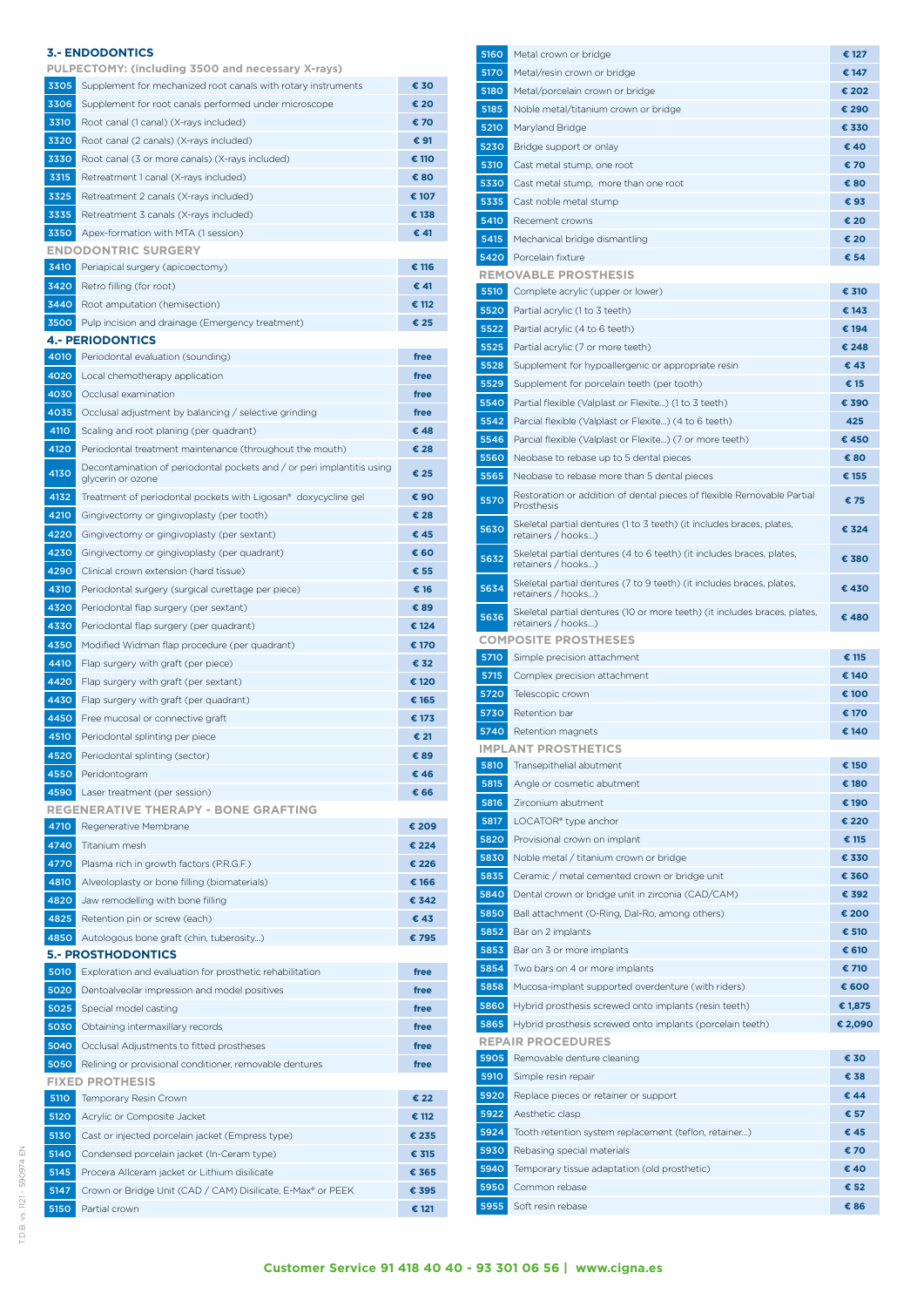## 3.- ENDODONTICS

### PULPECTOMY: (including 3500 and necessary X-rays)

| Code | Treatment | Price |
|---|---|---|
| 3305 | Supplement for mechanized root canals with rotary instruments | € 30 |
| 3306 | Supplement for root canals performed under microscope | € 20 |
| 3310 | Root canal (1 canal) (X-rays included) | € 70 |
| 3320 | Root canal (2 canals) (X-rays included) | € 91 |
| 3330 | Root canal (3 or more canals) (X-rays included) | € 110 |
| 3315 | Retreatment 1 canal (X-rays included) | € 80 |
| 3325 | Retreatment 2 canals (X-rays included) | € 107 |
| 3335 | Retreatment 3 canals (X-rays included) | € 138 |
| 3350 | Apex-formation with MTA (1 session) | € 41 |

### ENDODONTRIC SURGERY

| Code | Treatment | Price |
|---|---|---|
| 3410 | Periapical surgery (apicoectomy) | € 116 |
| 3420 | Retro filling (for root) | € 41 |
| 3440 | Root amputation (hemisection) | € 112 |
| 3500 | Pulp incision and drainage (Emergency treatment) | € 25 |

## 4.- PERIODONTICS

| Code | Treatment | Price |
|---|---|---|
| 4010 | Periodontal evaluation (sounding) | free |
| 4020 | Local chemotherapy application | free |
| 4030 | Occlusal examination | free |
| 4035 | Occlusal adjustment by balancing / selective grinding | free |
| 4110 | Scaling and root planing (per quadrant) | € 48 |
| 4120 | Periodontal treatment maintenance (throughout the mouth) | € 28 |
| 4130 | Decontamination of periodontal pockets and / or peri implantitis using glycerin or ozone | € 25 |
| 4132 | Treatment of periodontal pockets with Ligosan® doxycycline gel | € 90 |
| 4210 | Gingivectomy or gingivoplasty (per tooth) | € 28 |
| 4220 | Gingivectomy or gingivoplasty (per sextant) | € 45 |
| 4230 | Gingivectomy or gingivoplasty (per quadrant) | € 60 |
| 4290 | Clinical crown extension (hard tissue) | € 55 |
| 4310 | Periodontal surgery (surgical curettage per piece) | € 16 |
| 4320 | Periodontal flap surgery (per sextant) | € 89 |
| 4330 | Periodontal flap surgery (per quadrant) | € 124 |
| 4350 | Modified Widman flap procedure (per quadrant) | € 170 |
| 4410 | Flap surgery with graft (per piece) | € 32 |
| 4420 | Flap surgery with graft (per sextant) | € 120 |
| 4430 | Flap surgery with graft (per quadrant) | € 165 |
| 4450 | Free mucosal or connective graft | € 173 |
| 4510 | Periodontal splinting per piece | € 21 |
| 4520 | Periodontal splinting (sector) | € 89 |
| 4550 | Peridontogram | € 46 |
| 4590 | Laser treatment (per session) | € 66 |

### REGENERATIVE THERAPY - BONE GRAFTING

| Code | Treatment | Price |
|---|---|---|
| 4710 | Regenerative Membrane | € 209 |
| 4740 | Titanium mesh | € 224 |
| 4770 | Plasma rich in growth factors (P.R.G.F.) | € 226 |
| 4810 | Alveoloplasty or bone filling (biomaterials) | € 166 |
| 4820 | Jaw remodelling with bone filling | € 342 |
| 4825 | Retention pin or screw (each) | € 43 |
| 4850 | Autologous bone graft (chin, tuberosity...) | € 795 |

## 5.- PROSTHODONTICS

| Code | Treatment | Price |
|---|---|---|
| 5010 | Exploration and evaluation for prosthetic rehabilitation | free |
| 5020 | Dentoalveolar impression and model positives | free |
| 5025 | Special model casting | free |
| 5030 | Obtaining intermaxillary records | free |
| 5040 | Occlusal Adjustments to fitted prostheses | free |
| 5050 | Relining or provisional conditioner, removable dentures | free |

### FIXED PROTHESIS

| Code | Treatment | Price |
|---|---|---|
| 5110 | Temporary Resin Crown | € 22 |
| 5120 | Acrylic or Composite Jacket | € 112 |
| 5130 | Cast or injected porcelain jacket (Empress type) | € 235 |
| 5140 | Condensed porcelain jacket (In-Ceram type) | € 315 |
| 5145 | Procera Allceram jacket or Lithium disilicate | € 365 |
| 5147 | Crown or Bridge Unit (CAD / CAM) Disilicate, E-Max® or PEEK | € 395 |
| 5150 | Partial crown | € 121 |
| 5160 | Metal crown or bridge | € 127 |
| 5170 | Metal/resin crown or bridge | € 147 |
| 5180 | Metal/porcelain crown or bridge | € 202 |
| 5185 | Noble metal/titanium crown or bridge | € 290 |
| 5210 | Maryland Bridge | € 330 |
| 5230 | Bridge support or onlay | € 40 |
| 5310 | Cast metal stump, one root | € 70 |
| 5330 | Cast metal stump, more than one root | € 80 |
| 5335 | Cast noble metal stump | € 93 |
| 5410 | Recement crowns | € 20 |
| 5415 | Mechanical bridge dismantling | € 20 |
| 5420 | Porcelain fixture | € 54 |

### REMOVABLE PROSTHESIS

| Code | Treatment | Price |
|---|---|---|
| 5510 | Complete acrylic (upper or lower) | € 310 |
| 5520 | Partial acrylic (1 to 3 teeth) | € 143 |
| 5522 | Partial acrylic (4 to 6 teeth) | € 194 |
| 5525 | Partial acrylic (7 or more teeth) | € 248 |
| 5528 | Supplement for hypoallergenic or appropriate resin | € 43 |
| 5529 | Supplement for porcelain teeth (per tooth) | € 15 |
| 5540 | Partial flexible (Valplast or Flexite...) (1 to 3 teeth) | € 390 |
| 5542 | Parcial flexible (Valplast or Flexite...) (4 to 6 teeth) | 425 |
| 5546 | Parcial flexible (Valplast or Flexite...) (7 or more teeth) | € 450 |
| 5560 | Neobase to rebase up to 5 dental pieces | € 80 |
| 5565 | Neobase to rebase more than 5 dental pieces | € 155 |
| 5570 | Restoration or addition of dental pieces of flexible Removable Partial Prosthesis | € 75 |
| 5630 | Skeletal partial dentures (1 to 3 teeth) (it includes braces, plates, retainers / hooks...) | € 324 |
| 5632 | Skeletal partial dentures (4 to 6 teeth) (it includes braces, plates, retainers / hooks...) | € 380 |
| 5634 | Skeletal partial dentures (7 to 9 teeth) (it includes braces, plates, retainers / hooks...) | € 430 |
| 5636 | Skeletal partial dentures (10 or more teeth) (it includes braces, plates, retainers / hooks...) | € 480 |

### COMPOSITE PROSTHESES

| Code | Treatment | Price |
|---|---|---|
| 5710 | Simple precision attachment | € 115 |
| 5715 | Complex precision attachment | € 140 |
| 5720 | Telescopic crown | € 100 |
| 5730 | Retention bar | € 170 |
| 5740 | Retention magnets | € 140 |

### IMPLANT PROSTHETICS

| Code | Treatment | Price |
|---|---|---|
| 5810 | Transepithelial abutment | € 150 |
| 5815 | Angle or cosmetic abutment | € 180 |
| 5816 | Zirconium abutment | € 190 |
| 5817 | LOCATOR® type anchor | € 220 |
| 5820 | Provisional crown on implant | € 115 |
| 5830 | Noble metal / titanium crown or bridge | € 330 |
| 5835 | Ceramic / metal cemented crown or bridge unit | € 360 |
| 5840 | Dental crown or bridge unit in zirconia (CAD/CAM) | € 392 |
| 5850 | Ball attachment (O-Ring, Dal-Ro, among others) | € 200 |
| 5852 | Bar on 2 implants | € 510 |
| 5853 | Bar on 3 or more implants | € 610 |
| 5854 | Two bars on 4 or more implants | € 710 |
| 5858 | Mucosa-implant supported overdenture (with riders) | € 600 |
| 5860 | Hybrid prosthesis screwed onto implants (resin teeth) | € 1,875 |
| 5865 | Hybrid prosthesis screwed onto implants (porcelain teeth) | € 2,090 |

### REPAIR PROCEDURES

| Code | Treatment | Price |
|---|---|---|
| 5905 | Removable denture cleaning | € 30 |
| 5910 | Simple resin repair | € 38 |
| 5920 | Replace pieces or retainer or support | € 44 |
| 5922 | Aesthetic clasp | € 57 |
| 5924 | Tooth retention system replacement (teflon, retainer...) | € 45 |
| 5930 | Rebasing special materials | € 70 |
| 5940 | Temporary tissue adaptation (old prosthetic) | € 40 |
| 5950 | Common rebase | € 52 |
| 5955 | Soft resin rebase | € 86 |

**Customer Service 91 418 40 40 - 93 301 06 56 | www.cigna.es**

T.D.B. vs 1121 - 590974 EN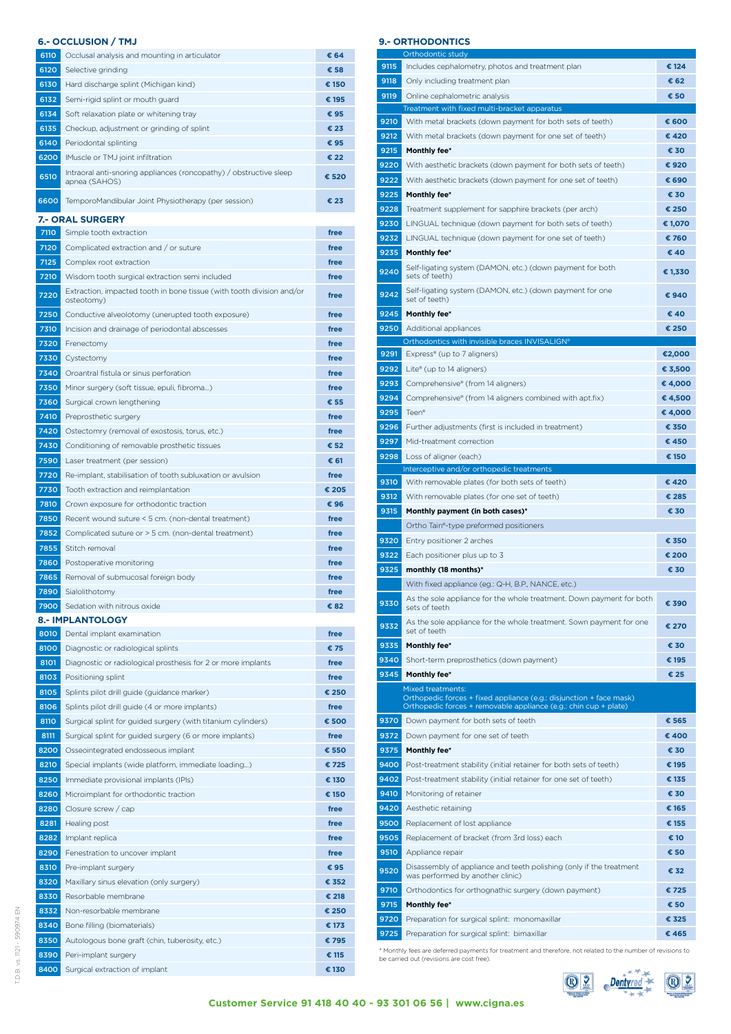## 6.- OCCLUSION / TMJ

| | | |
|---|---|---|
| 6110 | Occlusal analysis and mounting in articulator | € 64 |
| 6120 | Selective grinding | € 58 |
| 6130 | Hard discharge splint (Michigan kind) | € 150 |
| 6132 | Semi-rigid splint or mouth guard | € 195 |
| 6134 | Soft relaxation plate or whitening tray | € 95 |
| 6135 | Checkup, adjustment or grinding of splint | € 23 |
| 6140 | Periodontal splinting | € 95 |
| 6200 | IMuscle or TMJ joint infiltration | € 22 |
| 6510 | Intraoral anti-snoring appliances (roncopathy) / obstructive sleep apnea (SAHOS) | € 520 |
| 6600 | TemporoMandibular Joint Physiotherapy (per session) | € 23 |

## 7.- ORAL SURGERY

| | | |
|---|---|---|
| 7110 | Simple tooth extraction | free |
| 7120 | Complicated extraction and / or suture | free |
| 7125 | Complex root extraction | free |
| 7210 | Wisdom tooth surgical extraction semi included | free |
| 7220 | Extraction, impacted tooth in bone tissue (with tooth division and/or osteotomy) | free |
| 7250 | Conductive alveolotomy (unerupted tooth exposure) | free |
| 7310 | Incision and drainage of periodontal abscesses | free |
| 7320 | Frenectomy | free |
| 7330 | Cystectomy | free |
| 7340 | Oroantral fistula or sinus perforation | free |
| 7350 | Minor surgery (soft tissue, epuli, fibroma...) | free |
| 7360 | Surgical crown lengthening | € 55 |
| 7410 | Preprosthetic surgery | free |
| 7420 | Ostectomry (removal of exostosis, torus, etc.) | free |
| 7430 | Conditioning of removable prosthetic tissues | € 52 |
| 7590 | Laser treatment (per session) | € 61 |
| 7720 | Re-implant, stabilisation of tooth subluxation or avulsion | free |
| 7730 | Tooth extraction and reimplantation | € 205 |
| 7810 | Crown exposure for orthodontic traction | € 96 |
| 7850 | Recent wound suture < 5 cm. (non-dental treatment) | free |
| 7852 | Complicated suture or > 5 cm. (non-dental treatment) | free |
| 7855 | Stitch removal | free |
| 7860 | Postoperative monitoring | free |
| 7865 | Removal of submucosal foreign body | free |
| 7890 | Sialolithotomy | free |
| 7900 | Sedation with nitrous oxide | € 82 |

## 8.- IMPLANTOLOGY

| | | |
|---|---|---|
| 8010 | Dental implant examination | free |
| 8100 | Diagnostic or radiological splints | € 75 |
| 8101 | Diagnostic or radiological prosthesis for 2 or more implants | free |
| 8103 | Positioning splint | free |
| 8105 | Splints pilot drill guide (guidance marker) | € 250 |
| 8106 | Splints pilot drill guide (4 or more implants) | free |
| 8110 | Surgical splint for guided surgery (with titanium cylinders) | € 500 |
| 8111 | Surgical splint for guided surgery (6 or more implants) | free |
| 8200 | Osseointegrated endosseous implant | € 550 |
| 8210 | Special implants (wide platform, immediate loading...) | € 725 |
| 8250 | Immediate provisional implants (IPIs) | € 130 |
| 8260 | Microimplant for orthodontic traction | € 150 |
| 8280 | Closure screw / cap | free |
| 8281 | Healing post | free |
| 8282 | Implant replica | free |
| 8290 | Fenestration to uncover implant | free |
| 8310 | Pre-implant surgery | € 95 |
| 8320 | Maxillary sinus elevation (only surgery) | € 352 |
| 8330 | Resorbable membrane | € 218 |
| 8332 | Non-resorbable membrane | € 250 |
| 8340 | Bone filling (biomaterials) | € 173 |
| 8350 | Autologous bone graft (chin, tuberosity, etc.) | € 795 |
| 8390 | Peri-implant surgery | € 115 |
| 8400 | Surgical extraction of implant | € 130 |

## 9.- ORTHODONTICS

| | | |
|---|---|---|
| | **Orthodontic study** | |
| 9115 | Includes cephalometry, photos and treatment plan | € 124 |
| 9118 | Only including treatment plan | € 62 |
| 9119 | Online cephalometric analysis | € 50 |
| | **Treatment with fixed multi-bracket apparatus** | |
| 9210 | With metal brackets (down payment for both sets of teeth) | € 600 |
| 9212 | With metal brackets (down payment for one set of teeth) | € 420 |
| 9215 | **Monthly fee*** | € 30 |
| 9220 | With aesthetic brackets (down payment for both sets of teeth) | € 920 |
| 9222 | With aesthetic brackets (down payment for one set of teeth) | € 690 |
| 9225 | **Monthly fee*** | € 30 |
| 9228 | Treatment supplement for sapphire brackets (per arch) | € 250 |
| 9230 | LINGUAL technique (down payment for both sets of teeth) | € 1,070 |
| 9232 | LINGUAL technique (down payment for one set of teeth) | € 760 |
| 9235 | **Monthly fee*** | € 40 |
| 9240 | Self-ligating system (DAMON, etc.) (down payment for both sets of teeth) | € 1,330 |
| 9242 | Self-ligating system (DAMON, etc.) (down payment for one set of teeth) | € 940 |
| 9245 | **Monthly fee*** | € 40 |
| 9250 | Additional appliances | € 250 |
| | **Orthodontics with invisible braces INVISALIGN®** | |
| 9291 | Express® (up to 7 aligners) | €2,000 |
| 9292 | Lite® (up to 14 aligners) | € 3,500 |
| 9293 | Comprehensive® (from 14 aligners) | € 4,000 |
| 9294 | Comprehensive® (from 14 aligners combined with apt.fix) | € 4,500 |
| 9295 | Teen® | € 4,000 |
| 9296 | Further adjustments (first is included in treatment) | € 350 |
| 9297 | Mid-treatment correction | € 450 |
| 9298 | Loss of aligner (each) | € 150 |
| | **Interceptive and/or orthopedic treatments** | |
| 9310 | With removable plates (for both sets of teeth) | € 420 |
| 9312 | With removable plates (for one set of teeth) | € 285 |
| 9315 | **Monthly payment (in both cases)*** | € 30 |
| | Ortho Tain®-type preformed positioners | |
| 9320 | Entry positioner 2 arches | € 350 |
| 9322 | Each positioner plus up to 3 | € 200 |
| 9325 | **monthly (18 months)*** | € 30 |
| | With fixed appliance (eg.: Q-H, B.P., NANCE, etc.) | |
| 9330 | As the sole appliance for the whole treatment. Down payment for both sets of teeth | € 390 |
| 9332 | As the sole appliance for the whole treatment. Sown payment for one set of teeth | € 270 |
| 9335 | **Monthly fee*** | € 30 |
| 9340 | Short-term preprosthetics (down payment) | € 195 |
| 9345 | **Monthly fee*** | € 25 |
| | **Mixed treatments:** Orthopedic forces + fixed appliance (e.g.: disjunction + face mask) Orthopedic forces + removable appliance (e.g.: chin cup + plate) | |
| 9370 | Down payment for both sets of teeth | € 565 |
| 9372 | Down payment for one set of teeth | € 400 |
| 9375 | **Monthly fee*** | € 30 |
| 9400 | Post-treatment stability (initial retainer for both sets of teeth) | € 195 |
| 9402 | Post-treatment stability (initial retainer for one set of teeth) | € 135 |
| 9410 | Monitoring of retainer | € 30 |
| 9420 | Aesthetic retaining | € 165 |
| 9500 | Replacement of lost appliance | € 155 |
| 9505 | Replacement of bracket (from 3rd loss) each | € 10 |
| 9510 | Appliance repair | € 50 |
| 9520 | Disassembly of appliance and teeth polishing (only if the treatment was performed by another clinic) | € 32 |
| 9710 | Orthodontics for orthognathic surgery (down payment) | € 725 |
| 9715 | **Monthly fee*** | € 50 |
| 9720 | Preparation for surgical splint: monomaxillar | € 325 |
| 9725 | Preparation for surgical splint: bimaxillar | € 465 |

* Monthly fees are deferred payments for treatment and therefore, not related to the number of revisions to be carried out (revisions are cost free).

T.D.B. vs 1121 - 590974 EN

**Customer Service 91 418 40 40 - 93 301 06 56 | www.cigna.es**